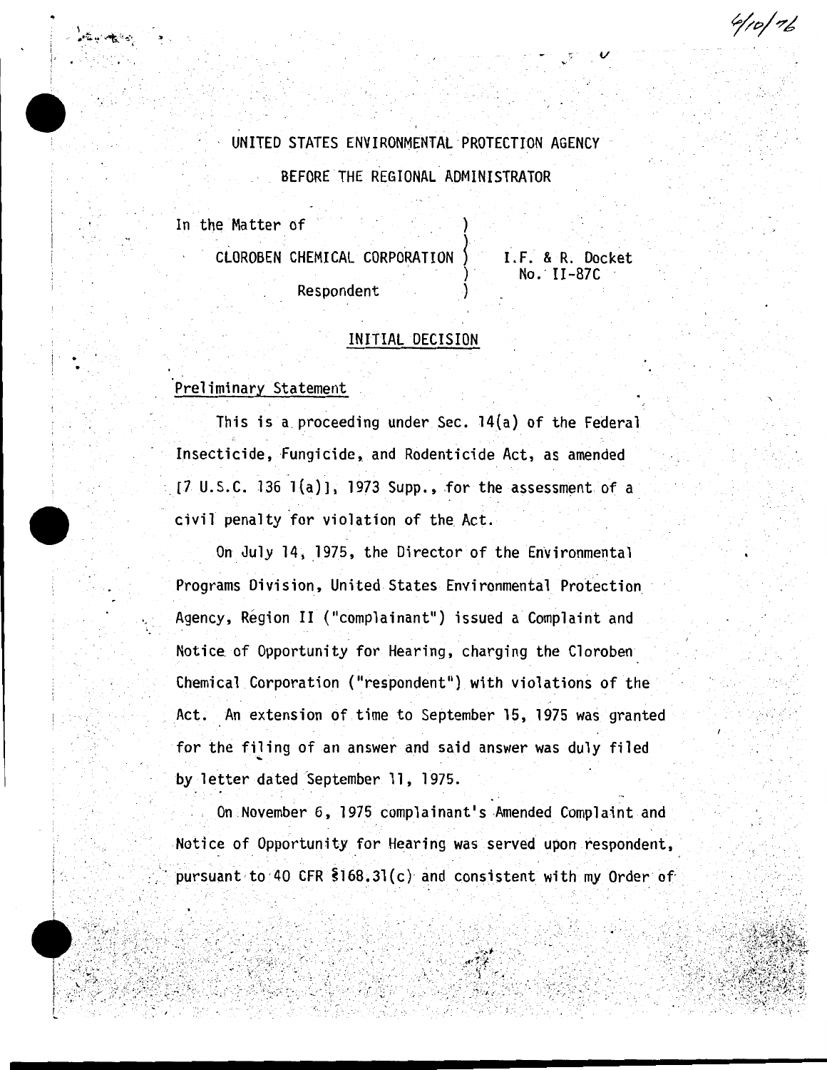6/10/76

UNITED STATES ENVIRONMENTAL PROTECTION AGENCY

BEFORE THE REGIONAL ADMINISTRATOR

| | | |
|---|---|---|
| In the Matter of | ) | |
| | ) | |
| CLOROBEN CHEMICAL CORPORATION | ) | I.F. & R. Docket No. II-87C |
| | ) | |
| Respondent | ) | |

## INITIAL DECISION

### Preliminary Statement

This is a proceeding under Sec. 14(a) of the Federal Insecticide, Fungicide, and Rodenticide Act, as amended [7 U.S.C. 136 1(a)], 1973 Supp., for the assessment of a civil penalty for violation of the Act.

On July 14, 1975, the Director of the Environmental Programs Division, United States Environmental Protection Agency, Region II ("complainant") issued a Complaint and Notice of Opportunity for Hearing, charging the Cloroben Chemical Corporation ("respondent") with violations of the Act. An extension of time to September 15, 1975 was granted for the filing of an answer and said answer was duly filed by letter dated September 11, 1975.

On November 6, 1975 complainant's Amended Complaint and Notice of Opportunity for Hearing was served upon respondent, pursuant to 40 CFR §168.31(c) and consistent with my Order of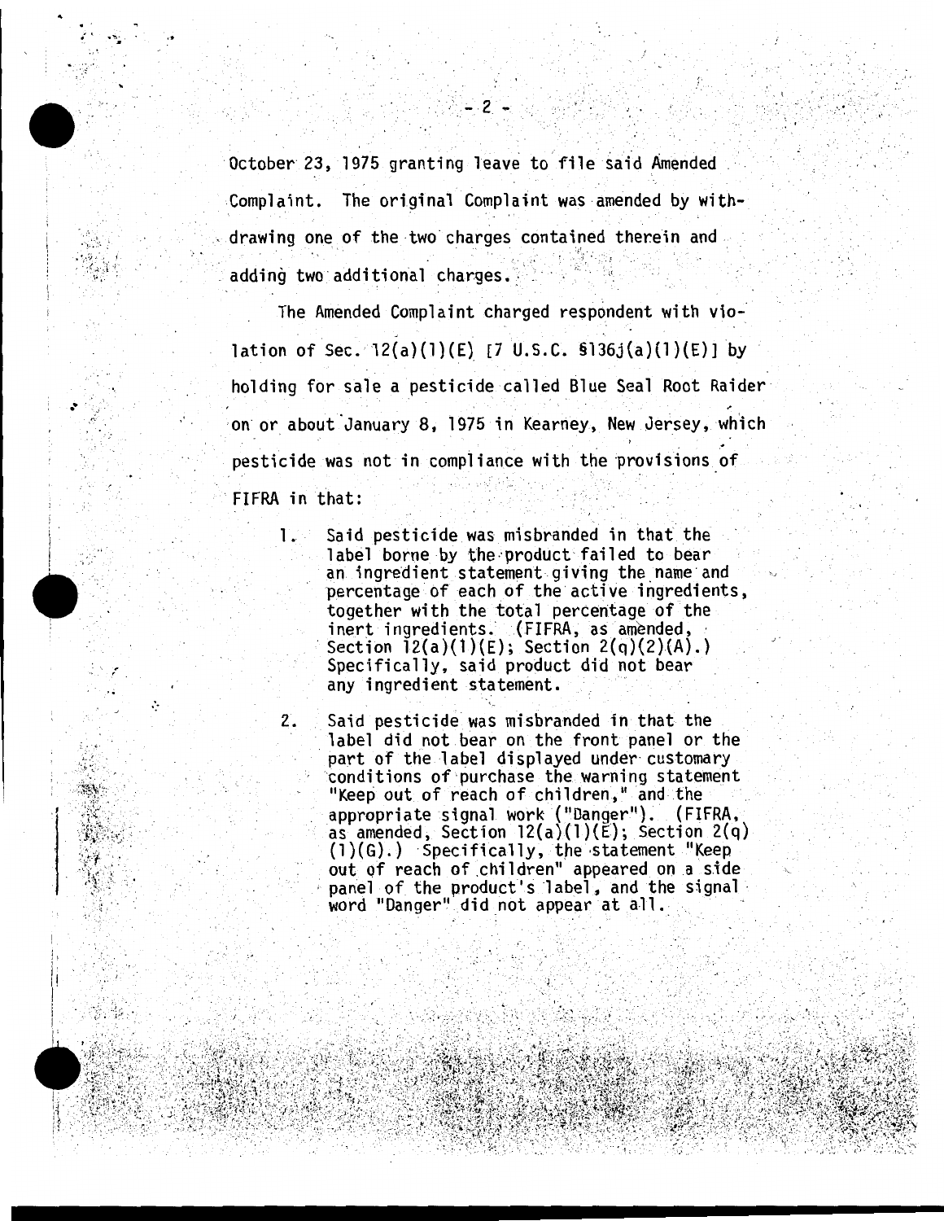October 23, 1975 granting leave to file said Amended Complaint. The original Complaint was amended by withdrawing one of the two charges contained therein and adding two additional charges.

The Amended Complaint charged respondent with violation of Sec. 12(a)(1)(E) [7 U.S.C. §136j(a)(1)(E)] by holding for sale a pesticide called Blue Seal Root Raider on or about January 8, 1975 in Kearney, New Jersey, which pesticide was not in compliance with the provisions of FIFRA in that:

1. Said pesticide was misbranded in that the label borne by the product failed to bear an ingredient statement giving the name and percentage of each of the active ingredients, together with the total percentage of the inert ingredients. (FIFRA, as amended, Section 12(a)(1)(E); Section 2(q)(2)(A).) Specifically, said product did not bear any ingredient statement.

2. Said pesticide was misbranded in that the label did not bear on the front panel or the part of the label displayed under customary conditions of purchase the warning statement "Keep out of reach of children," and the appropriate signal work ("Danger"). (FIFRA, as amended, Section 12(a)(1)(E); Section 2(q)(1)(G).) Specifically, the statement "Keep out of reach of children" appeared on a side panel of the product's label, and the signal word "Danger" did not appear at all.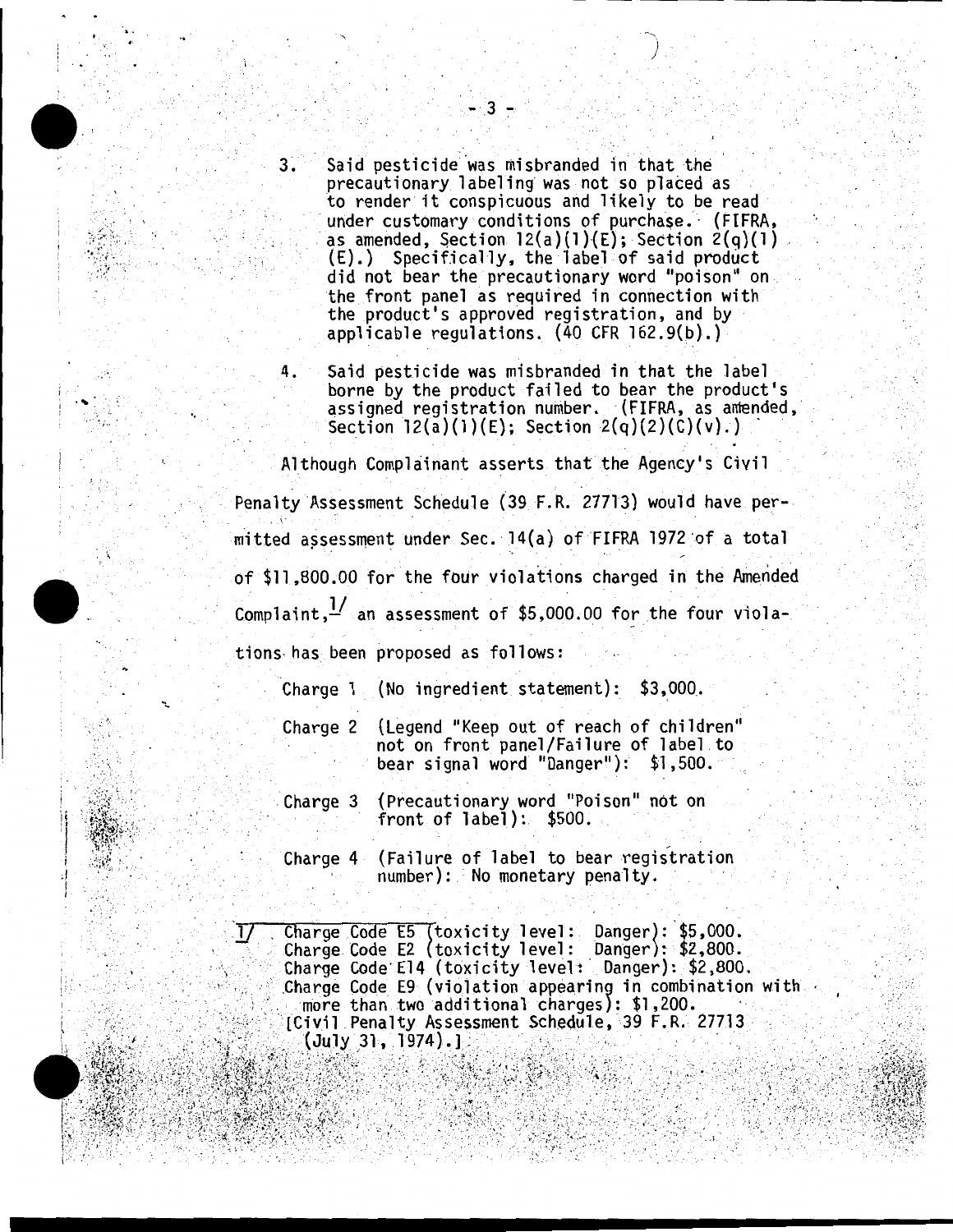3. Said pesticide was misbranded in that the precautionary labeling was not so placed as to render it conspicuous and likely to be read under customary conditions of purchase. (FIFRA, as amended, Section 12(a)(1)(E); Section 2(q)(1)(E).) Specifically, the label of said product did not bear the precautionary word "poison" on the front panel as required in connection with the product's approved registration, and by applicable regulations. (40 CFR 162.9(b).)

4. Said pesticide was misbranded in that the label borne by the product failed to bear the product's assigned registration number. (FIFRA, as amended, Section 12(a)(1)(E); Section 2(q)(2)(C)(v).)

Although Complainant asserts that the Agency's Civil Penalty Assessment Schedule (39 F.R. 27713) would have permitted assessment under Sec. 14(a) of FIFRA 1972 of a total of $11,800.00 for the four violations charged in the Amended Complaint,[1] an assessment of $5,000.00 for the four violations has been proposed as follows:

Charge 1 (No ingredient statement): $3,000.

Charge 2 (Legend "Keep out of reach of children" not on front panel/Failure of label to bear signal word "Danger"): $1,500.

Charge 3 (Precautionary word "Poison" not on front of label): $500.

Charge 4 (Failure of label to bear registration number): No monetary penalty.

---

[1] Charge Code E5 (toxicity level: Danger): $5,000.
Charge Code E2 (toxicity level: Danger): $2,800.
Charge Code E14 (toxicity level: Danger): $2,800.
Charge Code E9 (violation appearing in combination with more than two additional charges): $1,200.
[Civil Penalty Assessment Schedule, 39 F.R. 27713 (July 31, 1974).]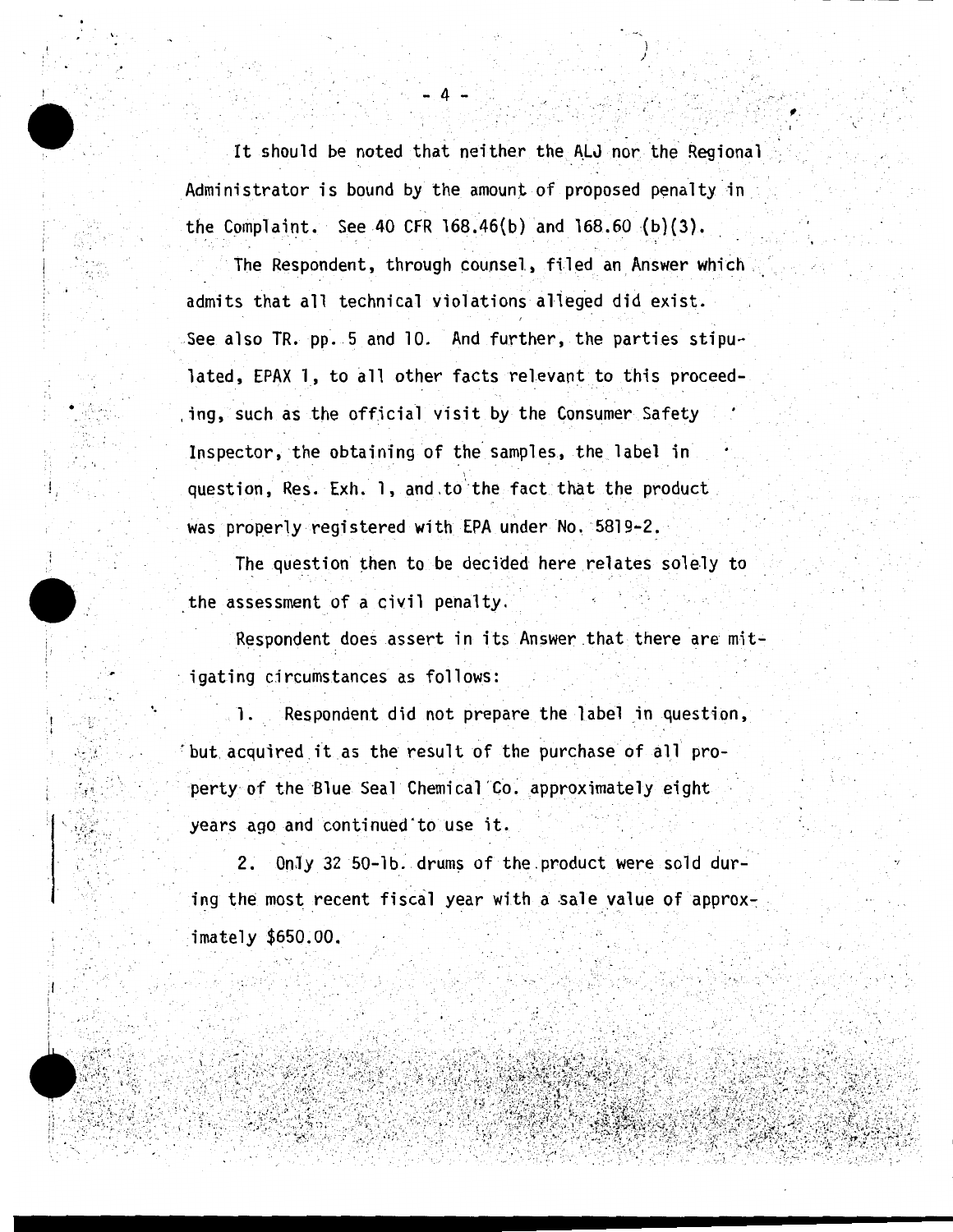It should be noted that neither the ALJ nor the Regional Administrator is bound by the amount of proposed penalty in the Complaint. See 40 CFR 168.46(b) and 168.60 (b)(3).

The Respondent, through counsel, filed an Answer which admits that all technical violations alleged did exist. See also TR. pp. 5 and 10. And further, the parties stipulated, EPAX 1, to all other facts relevant to this proceeding, such as the official visit by the Consumer Safety Inspector, the obtaining of the samples, the label in question, Res. Exh. 1, and to the fact that the product was properly registered with EPA under No. 5819-2.

The question then to be decided here relates solely to the assessment of a civil penalty.

Respondent does assert in its Answer that there are mitigating circumstances as follows:

1. Respondent did not prepare the label in question, but acquired it as the result of the purchase of all property of the Blue Seal Chemical Co. approximately eight years ago and continued to use it.

2. Only 32 50-lb. drums of the product were sold during the most recent fiscal year with a sale value of approximately $650.00.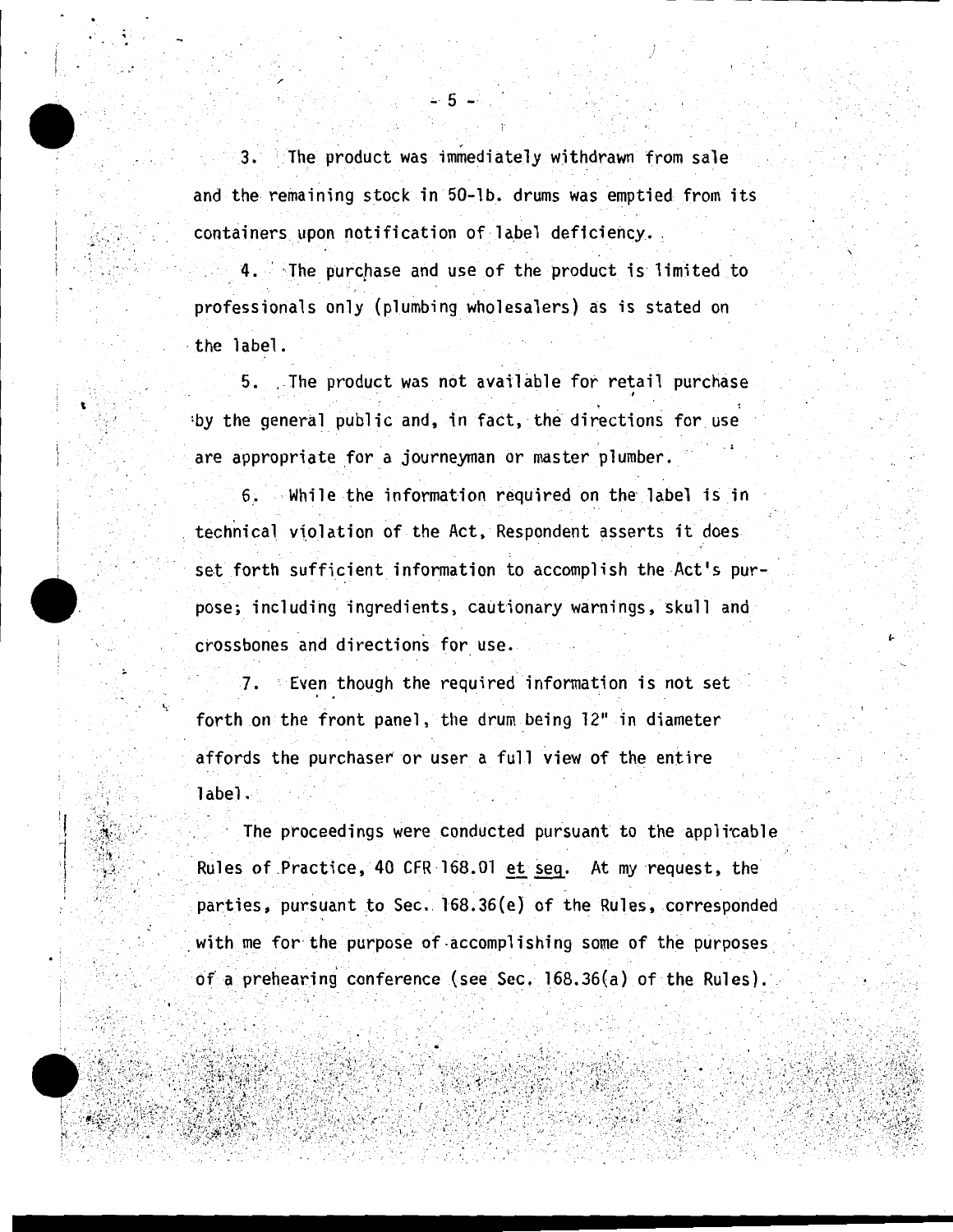3. The product was immediately withdrawn from sale and the remaining stock in 50-lb. drums was emptied from its containers upon notification of label deficiency.

4. The purchase and use of the product is limited to professionals only (plumbing wholesalers) as is stated on the label.

5. The product was not available for retail purchase by the general public and, in fact, the directions for use are appropriate for a journeyman or master plumber.

6. While the information required on the label is in technical violation of the Act, Respondent asserts it does set forth sufficient information to accomplish the Act's purpose; including ingredients, cautionary warnings, skull and crossbones and directions for use.

7. Even though the required information is not set forth on the front panel, the drum being 12" in diameter affords the purchaser or user a full view of the entire label.

The proceedings were conducted pursuant to the applicable Rules of Practice, 40 CFR 168.01 et seq. At my request, the parties, pursuant to Sec. 168.36(e) of the Rules, corresponded with me for the purpose of accomplishing some of the purposes of a prehearing conference (see Sec. 168.36(a) of the Rules).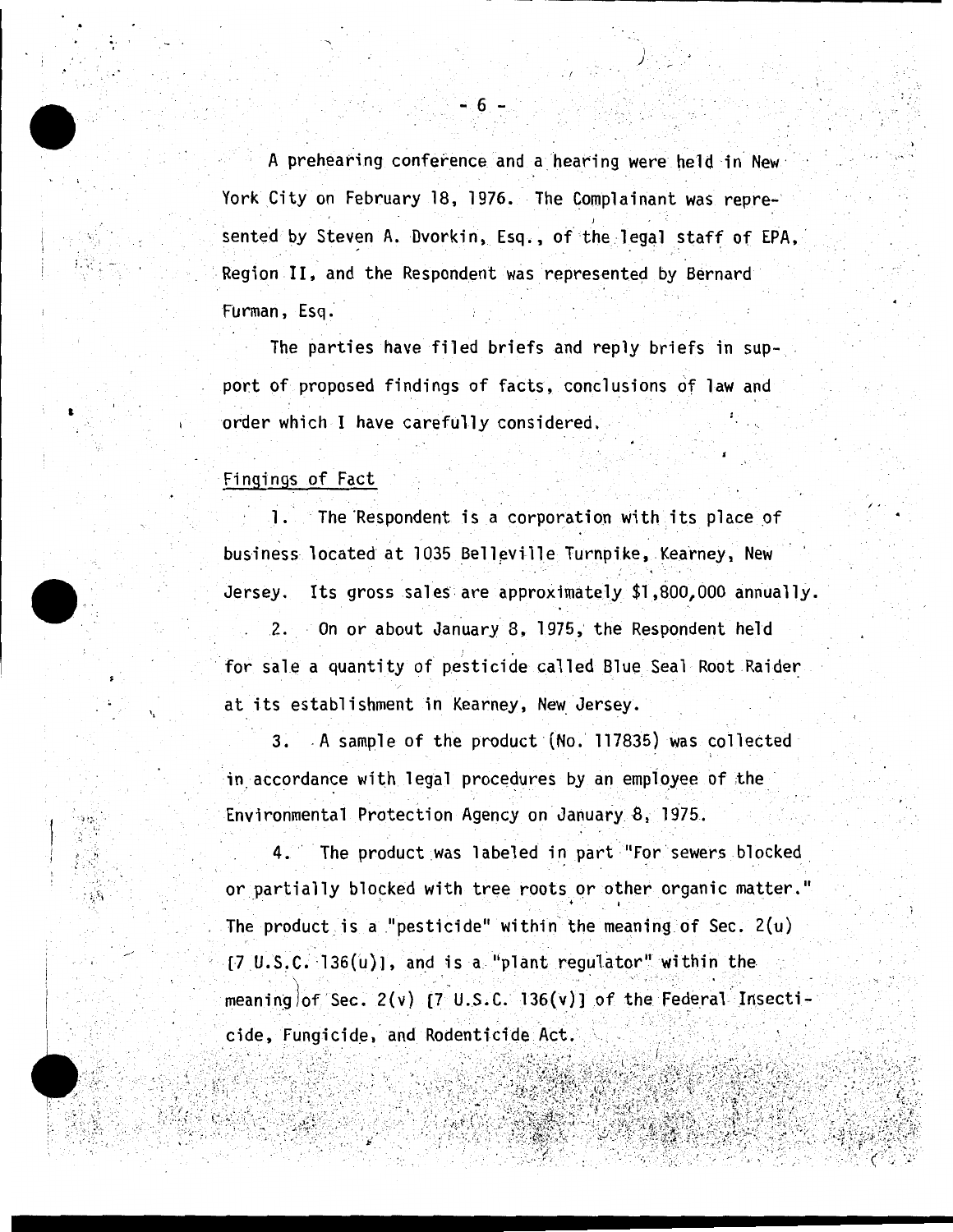A prehearing conference and a hearing were held in New York City on February 18, 1976. The Complainant was represented by Steven A. Dvorkin, Esq., of the legal staff of EPA, Region II, and the Respondent was represented by Bernard Furman, Esq.

The parties have filed briefs and reply briefs in support of proposed findings of facts, conclusions of law and order which I have carefully considered.

Fingings of Fact

1. The Respondent is a corporation with its place of business located at 1035 Belleville Turnpike, Kearney, New Jersey. Its gross sales are approximately $1,800,000 annually.

2. On or about January 8, 1975, the Respondent held for sale a quantity of pesticide called Blue Seal Root Raider at its establishment in Kearney, New Jersey.

3. A sample of the product (No. 117835) was collected in accordance with legal procedures by an employee of the Environmental Protection Agency on January 8, 1975.

4. The product was labeled in part "For sewers blocked or partially blocked with tree roots or other organic matter." The product is a "pesticide" within the meaning of Sec. 2(u) [7 U.S.C. 136(u)], and is a "plant regulator" within the meaning of Sec. 2(v) [7 U.S.C. 136(v)] of the Federal Insecticide, Fungicide, and Rodenticide Act.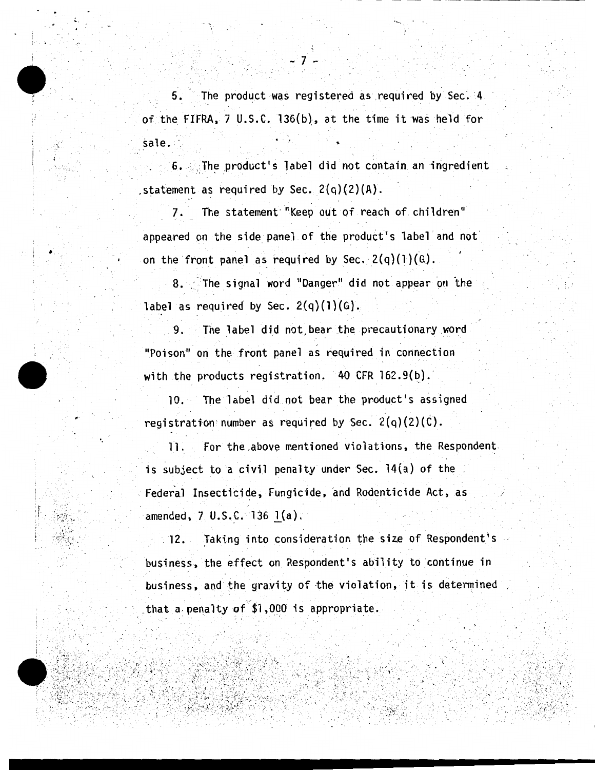5. The product was registered as required by Sec. 4 of the FIFRA, 7 U.S.C. 136(b), at the time it was held for sale.

6. The product's label did not contain an ingredient statement as required by Sec. 2(q)(2)(A).

7. The statement "Keep out of reach of children" appeared on the side panel of the product's label and not on the front panel as required by Sec. 2(q)(1)(G).

8. The signal word "Danger" did not appear on the label as required by Sec. 2(q)(1)(G).

9. The label did not bear the precautionary word "Poison" on the front panel as required in connection with the products registration. 40 CFR 162.9(b).

10. The label did not bear the product's assigned registration number as required by Sec. 2(q)(2)(C).

11. For the above mentioned violations, the Respondent is subject to a civil penalty under Sec. 14(a) of the Federal Insecticide, Fungicide, and Rodenticide Act, as amended, 7 U.S.C. 136 l(a).

12. Taking into consideration the size of Respondent's business, the effect on Respondent's ability to continue in business, and the gravity of the violation, it is determined that a penalty of $1,000 is appropriate.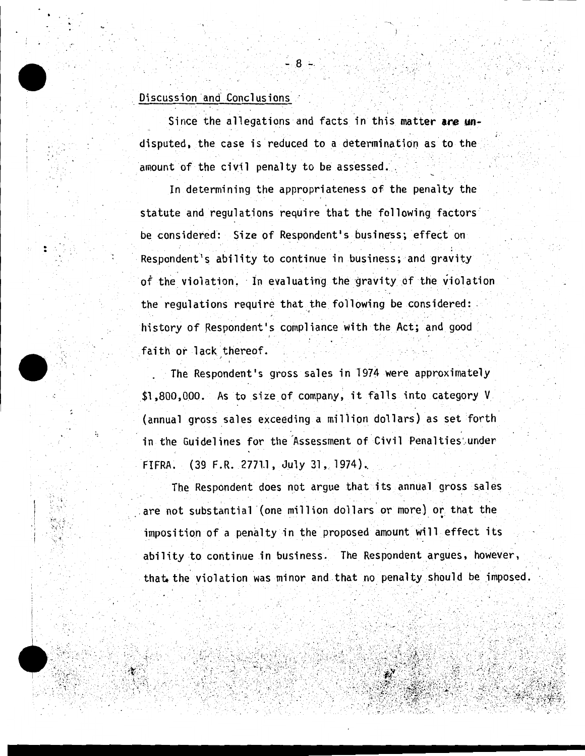## Discussion and Conclusions

Since the allegations and facts in this matter are undisputed, the case is reduced to a determination as to the amount of the civil penalty to be assessed.

In determining the appropriateness of the penalty the statute and regulations require that the following factors be considered: Size of Respondent's business; effect on Respondent's ability to continue in business; and gravity of the violation. In evaluating the gravity of the violation the regulations require that the following be considered: history of Respondent's compliance with the Act; and good faith or lack thereof.

The Respondent's gross sales in 1974 were approximately $1,800,000. As to size of company, it falls into category V (annual gross sales exceeding a million dollars) as set forth in the Guidelines for the Assessment of Civil Penalties under FIFRA. (39 F.R. 27711, July 31, 1974).

The Respondent does not argue that its annual gross sales are not substantial (one million dollars or more) or that the imposition of a penalty in the proposed amount will effect its ability to continue in business. The Respondent argues, however, that the violation was minor and that no penalty should be imposed.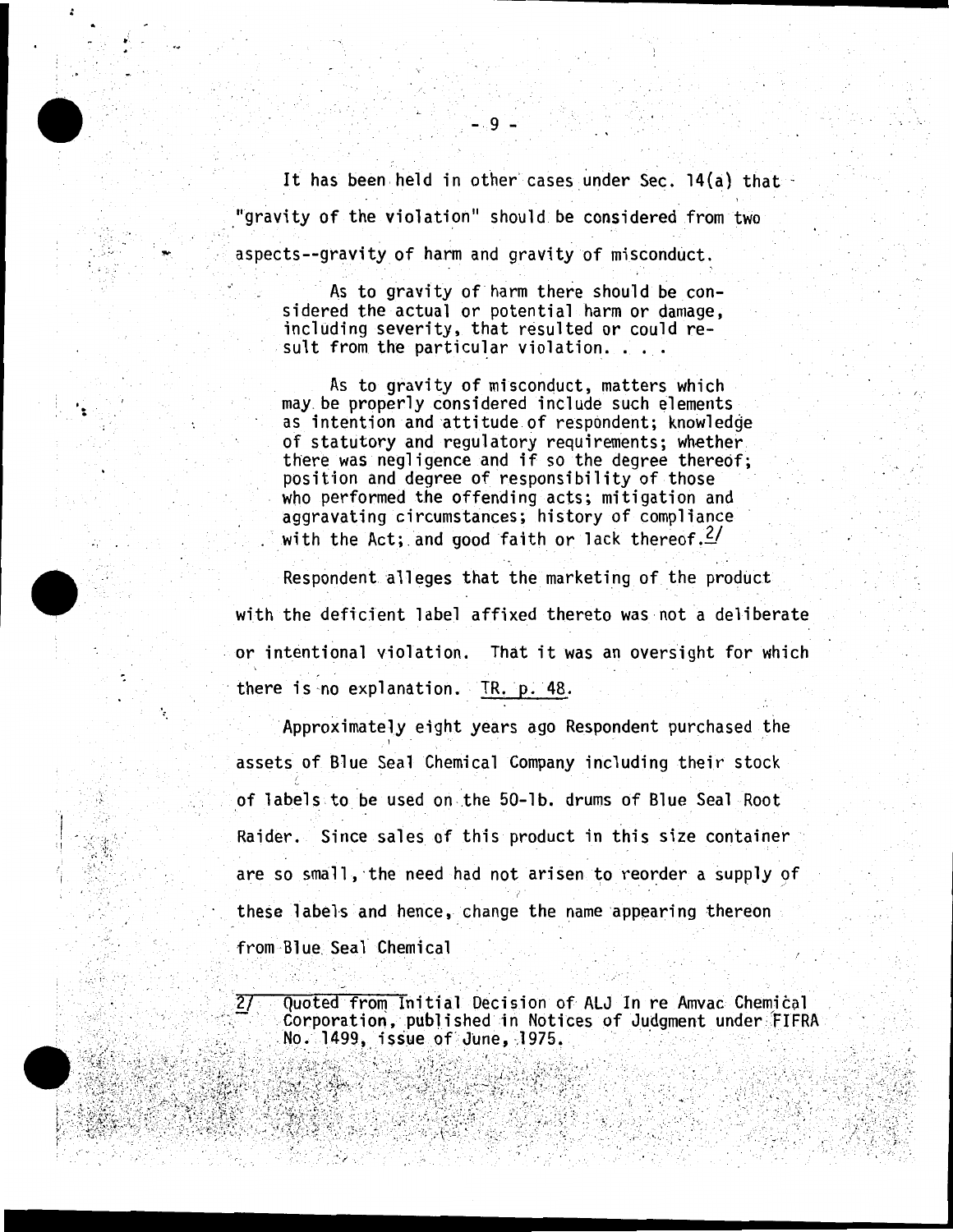It has been held in other cases under Sec. 14(a) that "gravity of the violation" should be considered from two aspects--gravity of harm and gravity of misconduct.

> As to gravity of harm there should be considered the actual or potential harm or damage, including severity, that resulted or could result from the particular violation. . . .
>
> As to gravity of misconduct, matters which may be properly considered include such elements as intention and attitude of respondent; knowledge of statutory and regulatory requirements; whether there was negligence and if so the degree thereof; position and degree of responsibility of those who performed the offending acts; mitigation and aggravating circumstances; history of compliance with the Act; and good faith or lack thereof.[2/]

Respondent alleges that the marketing of the product with the deficient label affixed thereto was not a deliberate or intentional violation. That it was an oversight for which there is no explanation. TR. p. 48.

Approximately eight years ago Respondent purchased the assets of Blue Seal Chemical Company including their stock of labels to be used on the 50-lb. drums of Blue Seal Root Raider. Since sales of this product in this size container are so small, the need had not arisen to reorder a supply of these labels and hence, change the name appearing thereon from Blue Seal Chemical

---

2/ Quoted from Initial Decision of ALJ In re Amvac Chemical Corporation, published in Notices of Judgment under FIFRA No. 1499, issue of June, 1975.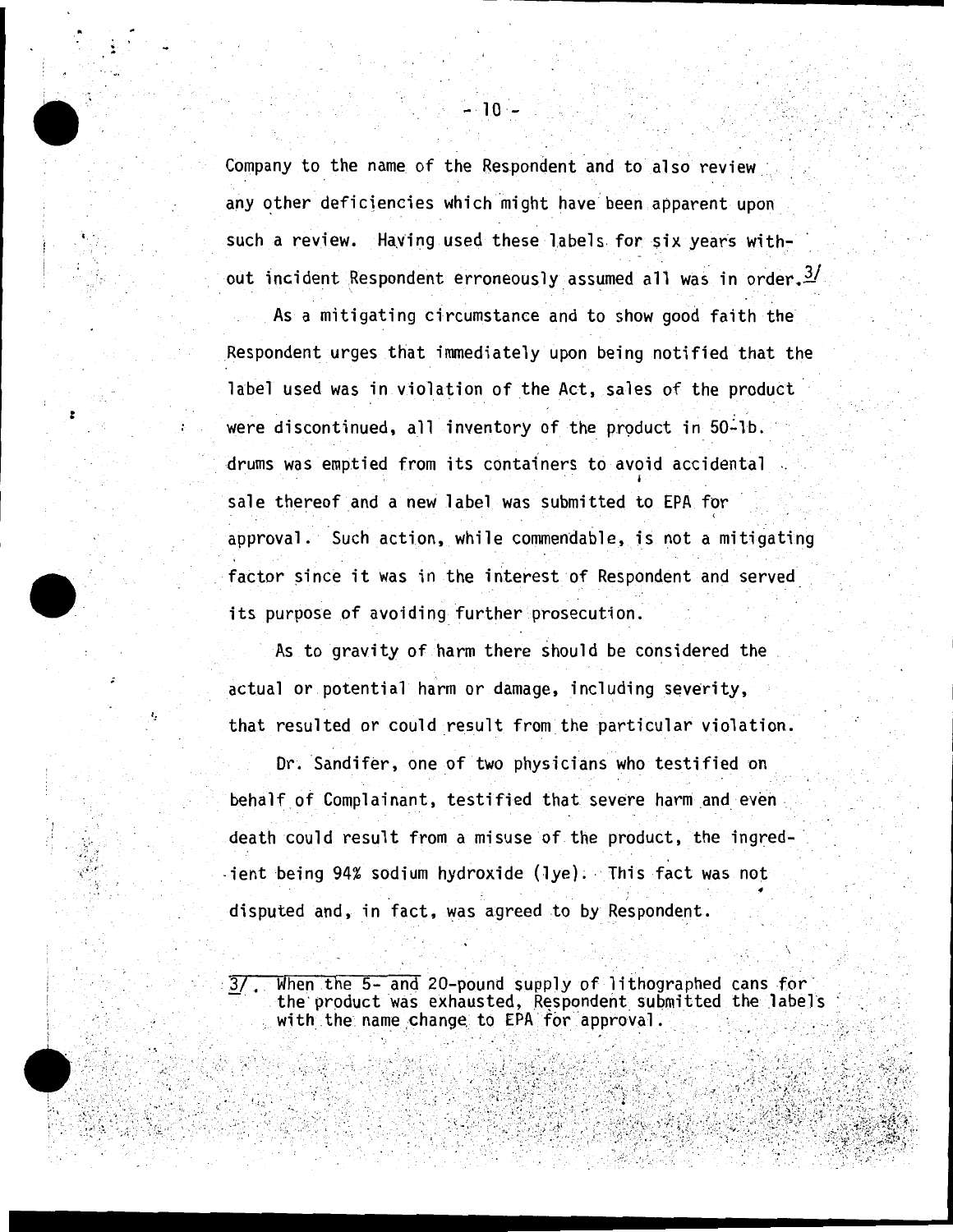Company to the name of the Respondent and to also review any other deficiencies which might have been apparent upon such a review. Having used these labels for six years without incident Respondent erroneously assumed all was in order.[3/]

As a mitigating circumstance and to show good faith the Respondent urges that immediately upon being notified that the label used was in violation of the Act, sales of the product were discontinued, all inventory of the product in 50-lb. drums was emptied from its containers to avoid accidental sale thereof and a new label was submitted to EPA for approval. Such action, while commendable, is not a mitigating factor since it was in the interest of Respondent and served its purpose of avoiding further prosecution.

As to gravity of harm there should be considered the actual or potential harm or damage, including severity, that resulted or could result from the particular violation.

Dr. Sandifer, one of two physicians who testified on behalf of Complainant, testified that severe harm and even death could result from a misuse of the product, the ingredient being 94% sodium hydroxide (lye). This fact was not disputed and, in fact, was agreed to by Respondent.

---

3/. When the 5- and 20-pound supply of lithographed cans for the product was exhausted, Respondent submitted the labels with the name change to EPA for approval.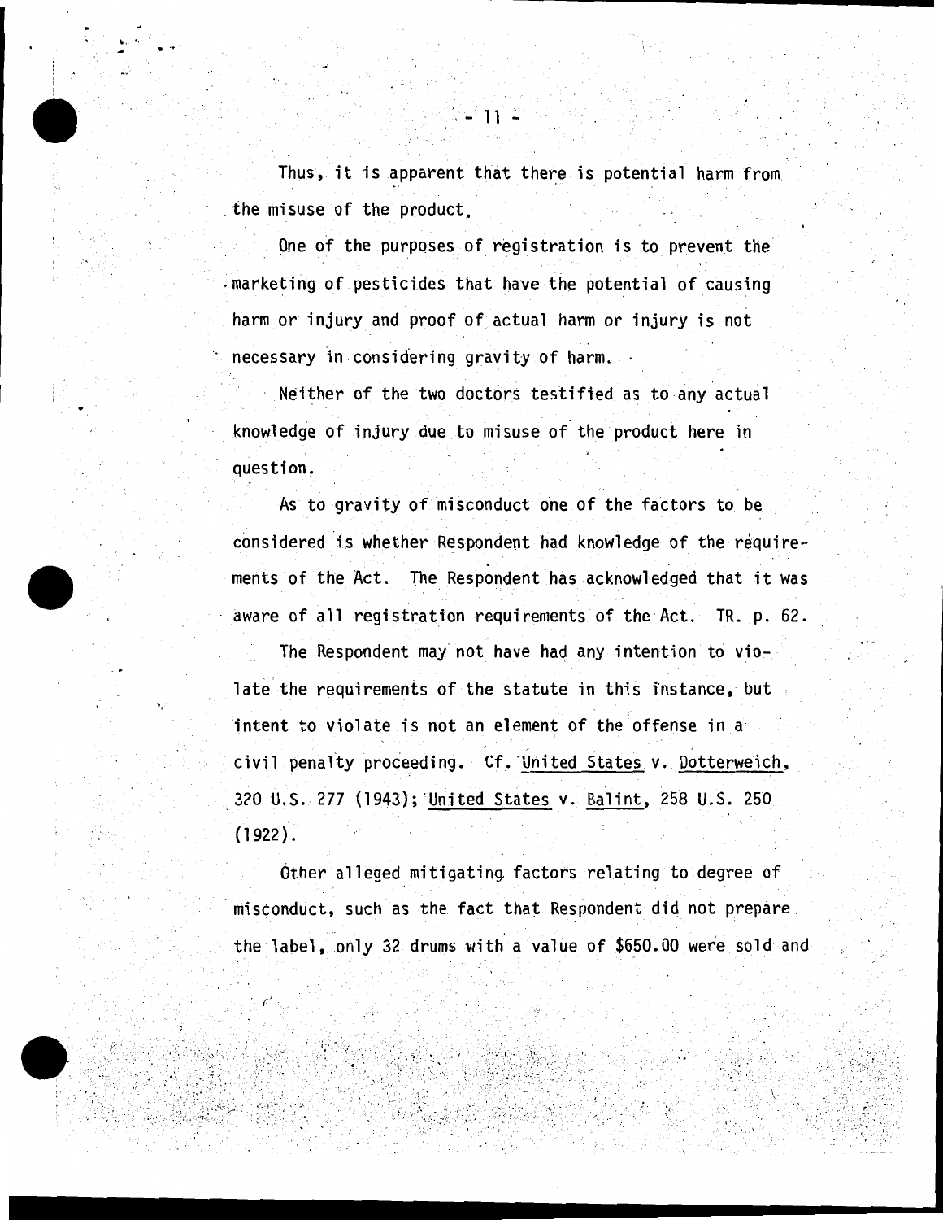Thus, it is apparent that there is potential harm from the misuse of the product.

One of the purposes of registration is to prevent the marketing of pesticides that have the potential of causing harm or injury and proof of actual harm or injury is not necessary in considering gravity of harm.

Neither of the two doctors testified as to any actual knowledge of injury due to misuse of the product here in question.

As to gravity of misconduct one of the factors to be considered is whether Respondent had knowledge of the requirements of the Act. The Respondent has acknowledged that it was aware of all registration requirements of the Act. TR. p. 62.

The Respondent may not have had any intention to violate the requirements of the statute in this instance, but intent to violate is not an element of the offense in a civil penalty proceeding. Cf. United States v. Dotterweich, 320 U.S. 277 (1943); United States v. Balint, 258 U.S. 250 (1922).

Other alleged mitigating factors relating to degree of misconduct, such as the fact that Respondent did not prepare the label, only 32 drums with a value of $650.00 were sold and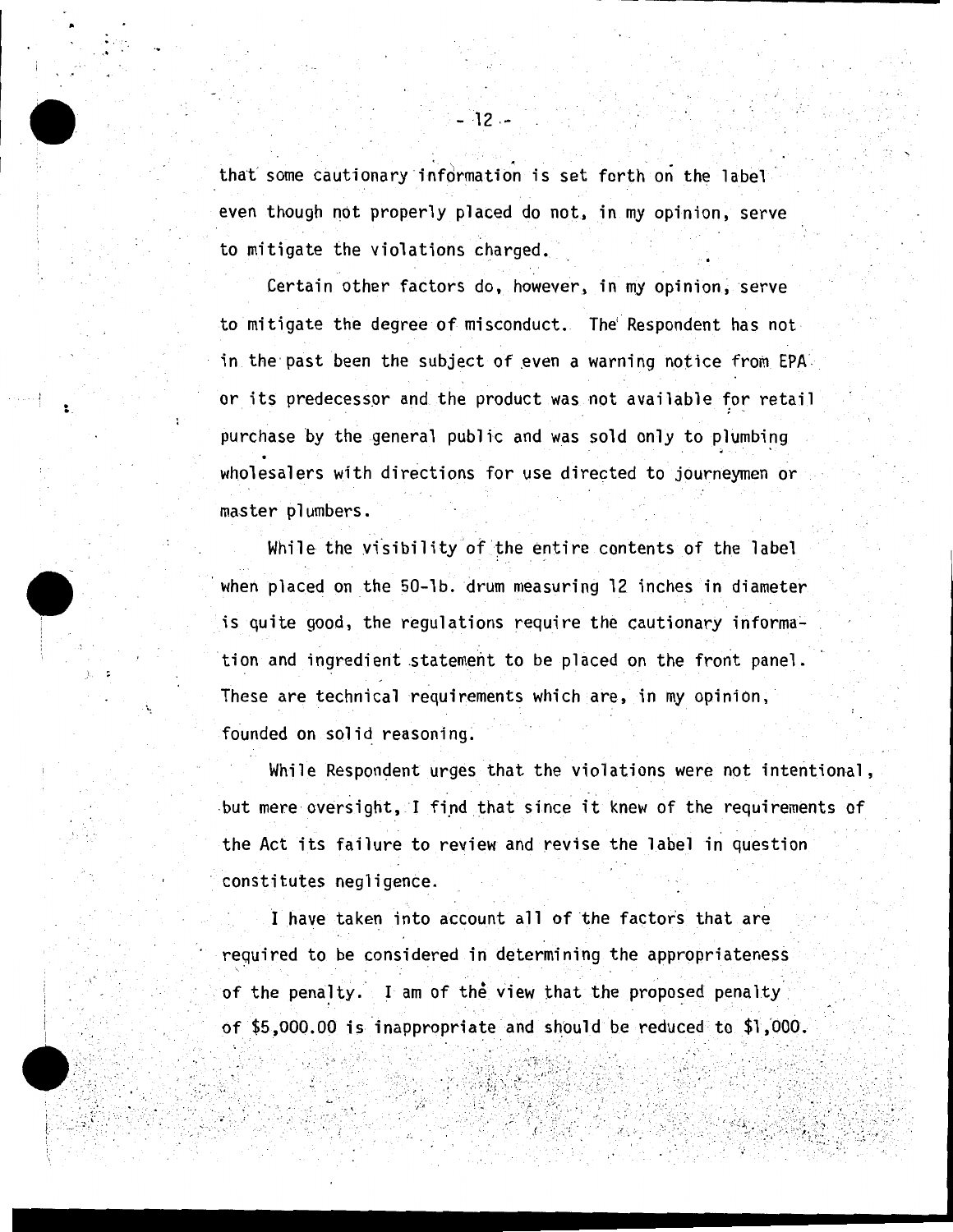that some cautionary information is set forth on the label even though not properly placed do not, in my opinion, serve to mitigate the violations charged.

Certain other factors do, however, in my opinion, serve to mitigate the degree of misconduct. The Respondent has not in the past been the subject of even a warning notice from EPA or its predecessor and the product was not available for retail purchase by the general public and was sold only to plumbing wholesalers with directions for use directed to journeymen or master plumbers.

While the visibility of the entire contents of the label when placed on the 50-lb. drum measuring 12 inches in diameter is quite good, the regulations require the cautionary information and ingredient statement to be placed on the front panel. These are technical requirements which are, in my opinion, founded on solid reasoning.

While Respondent urges that the violations were not intentional, but mere oversight, I find that since it knew of the requirements of the Act its failure to review and revise the label in question constitutes negligence.

I have taken into account all of the factors that are required to be considered in determining the appropriateness of the penalty. I am of the view that the proposed penalty of $5,000.00 is inappropriate and should be reduced to $1,000.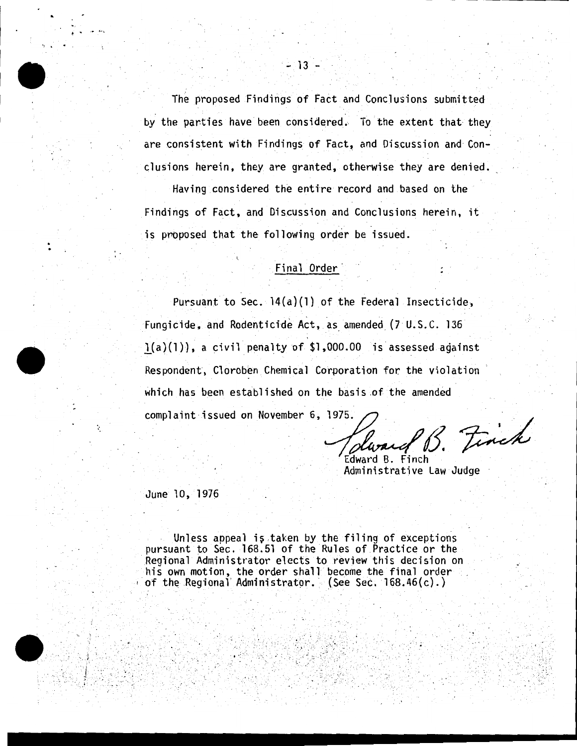The proposed Findings of Fact and Conclusions submitted by the parties have been considered. To the extent that they are consistent with Findings of Fact, and Discussion and Conclusions herein, they are granted, otherwise they are denied.

Having considered the entire record and based on the Findings of Fact, and Discussion and Conclusions herein, it is proposed that the following order be issued.

## Final Order

Pursuant to Sec. 14(a)(1) of the Federal Insecticide, Fungicide, and Rodenticide Act, as amended (7 U.S.C. 136 1(a)(1)), a civil penalty of $1,000.00 is assessed against Respondent, Cloroben Chemical Corporation for the violation which has been established on the basis of the amended complaint issued on November 6, 1975.

Edward B. Finch
Administrative Law Judge

June 10, 1976

Unless appeal is taken by the filing of exceptions pursuant to Sec. 168.51 of the Rules of Practice or the Regional Administrator elects to review this decision on his own motion, the order shall become the final order of the Regional Administrator. (See Sec. 168.46(c).)